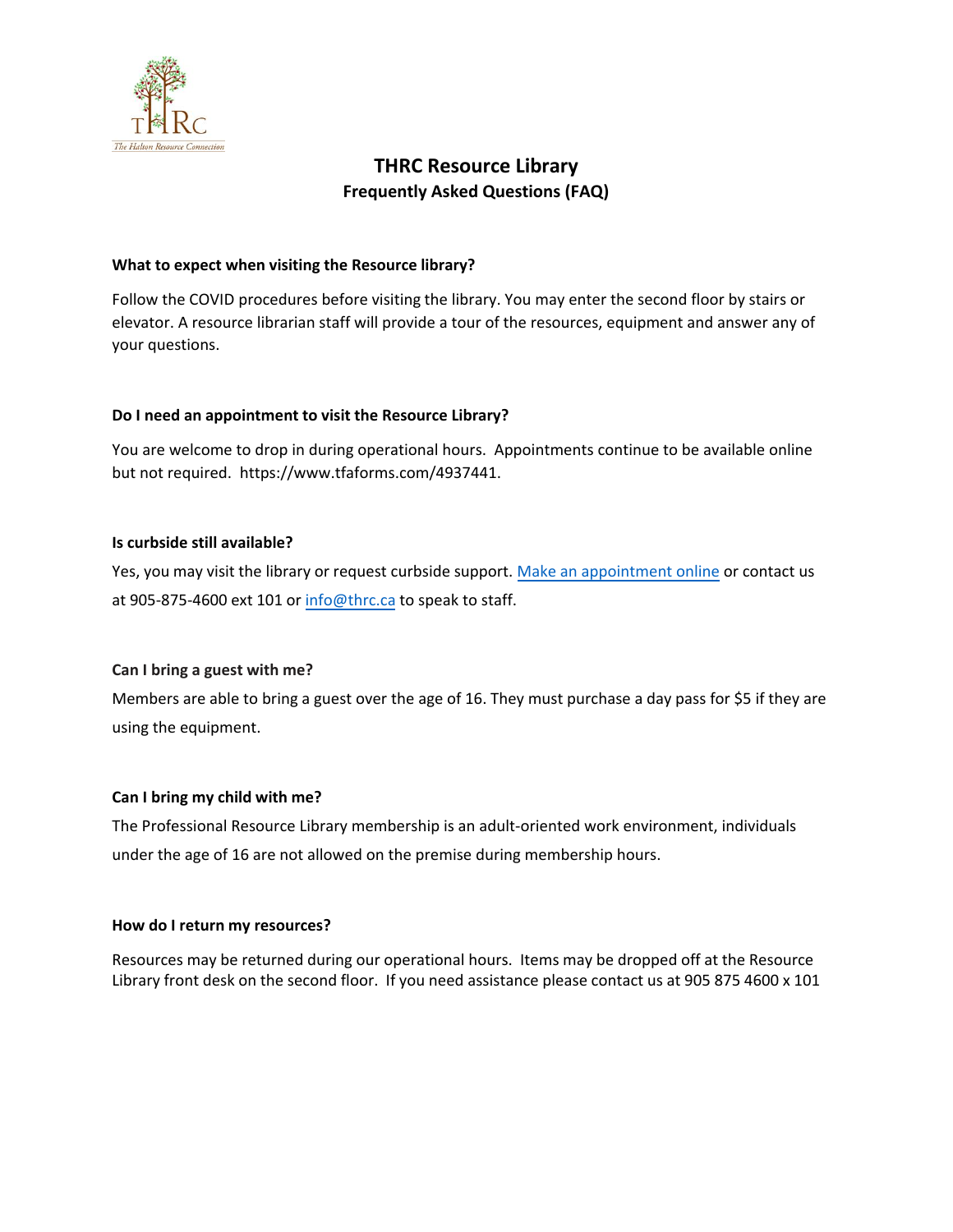# THRC Resource Library

## Frequently Asked Questions (FAQ)

**What to expect when visiting the Resource library?**

Follow the COVID procedures before visiting the library. You may enter the second floor by stairs or elevator. A resource librarian staff will provide a tour of the resources, equipment and answer any of your questions.

**Do I need an appointment to visit the Resource Library?**

You are welcome to drop in during operational hours. Appointments continue to be available online but not required. https://www.tfaforms.com/4937441.

**Is curbside still available?**

Yes, you may visit the library or request curbside support. Make an appointment online or contact us at 905-875-4600 ext 101 or info@thrc.ca to speak to staff.

**Can I bring a guest with me?**

Members are able to bring a guest over the age of 16. They must purchase a day pass for $5 if they are using the equipment.

**Can I bring my child with me?**

The Professional Resource Library membership is an adult-oriented work environment, individuals under the age of 16 are not allowed on the premise during membership hours.

**How do I return my resources?**

Resources may be returned during our operational hours. Items may be dropped off at the Resource Library front desk on the second floor. If you need assistance please contact us at 905 875 4600 x 101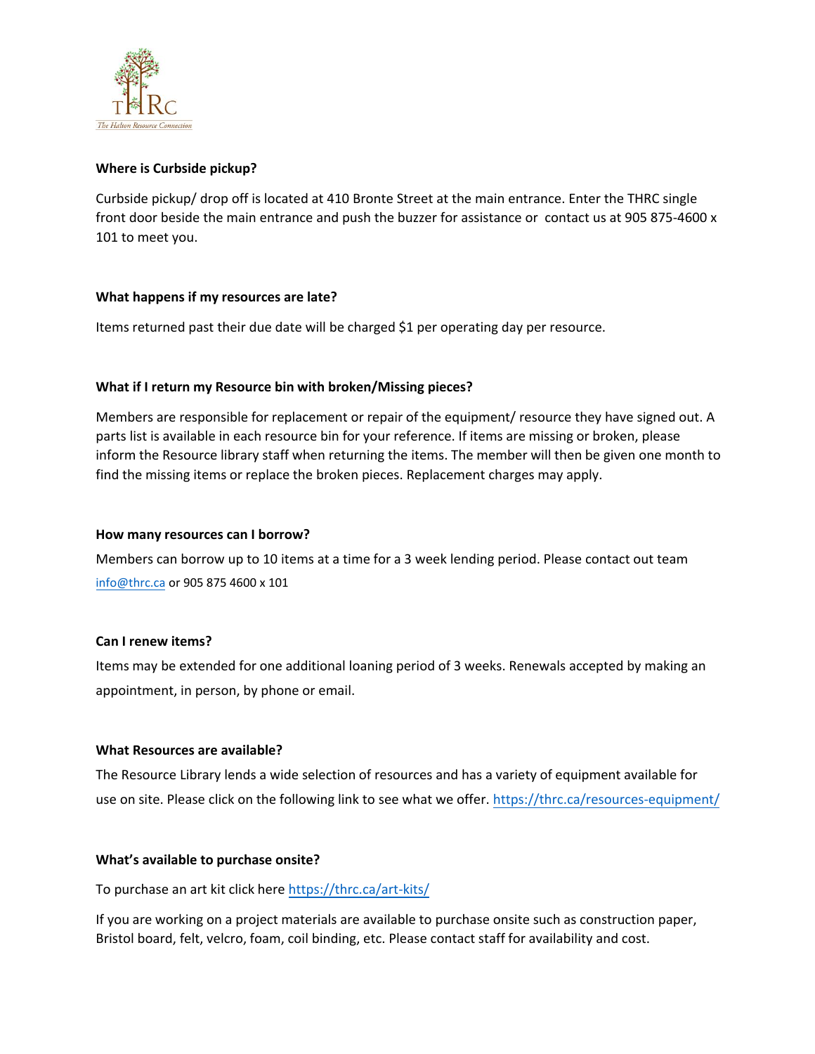**Where is Curbside pickup?**

Curbside pickup/ drop off is located at 410 Bronte Street at the main entrance. Enter the THRC single front door beside the main entrance and push the buzzer for assistance or contact us at 905 875-4600 x 101 to meet you.

**What happens if my resources are late?**

Items returned past their due date will be charged $1 per operating day per resource.

**What if I return my Resource bin with broken/Missing pieces?**

Members are responsible for replacement or repair of the equipment/ resource they have signed out. A parts list is available in each resource bin for your reference. If items are missing or broken, please inform the Resource library staff when returning the items. The member will then be given one month to find the missing items or replace the broken pieces. Replacement charges may apply.

**How many resources can I borrow?**

Members can borrow up to 10 items at a time for a 3 week lending period. Please contact out team info@thrc.ca or 905 875 4600 x 101

**Can I renew items?**

Items may be extended for one additional loaning period of 3 weeks. Renewals accepted by making an appointment, in person, by phone or email.

**What Resources are available?**

The Resource Library lends a wide selection of resources and has a variety of equipment available for use on site. Please click on the following link to see what we offer. https://thrc.ca/resources-equipment/

**What's available to purchase onsite?**

To purchase an art kit click here https://thrc.ca/art-kits/

If you are working on a project materials are available to purchase onsite such as construction paper, Bristol board, felt, velcro, foam, coil binding, etc. Please contact staff for availability and cost.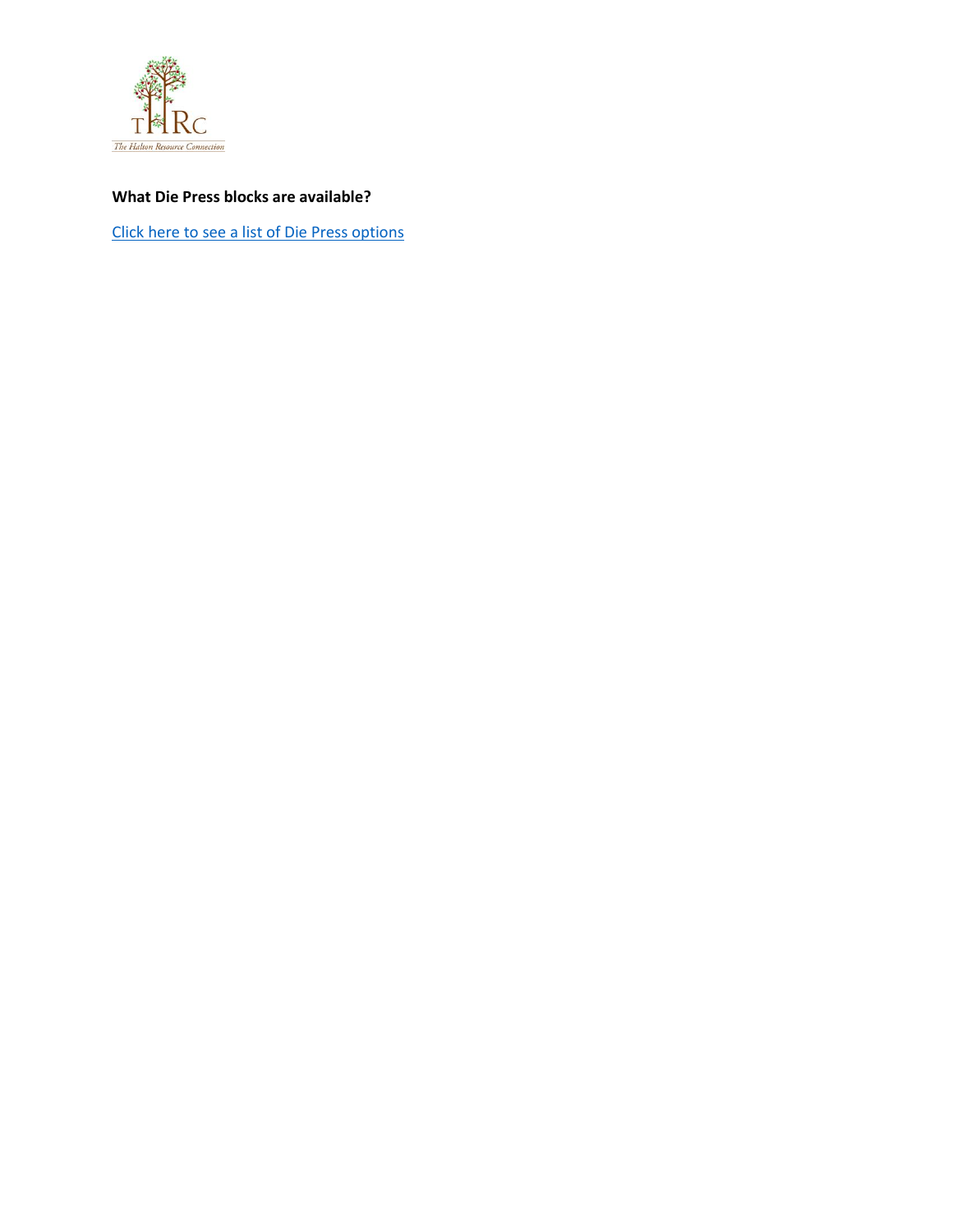**What Die Press blocks are available?**

Click here to see a list of Die Press options